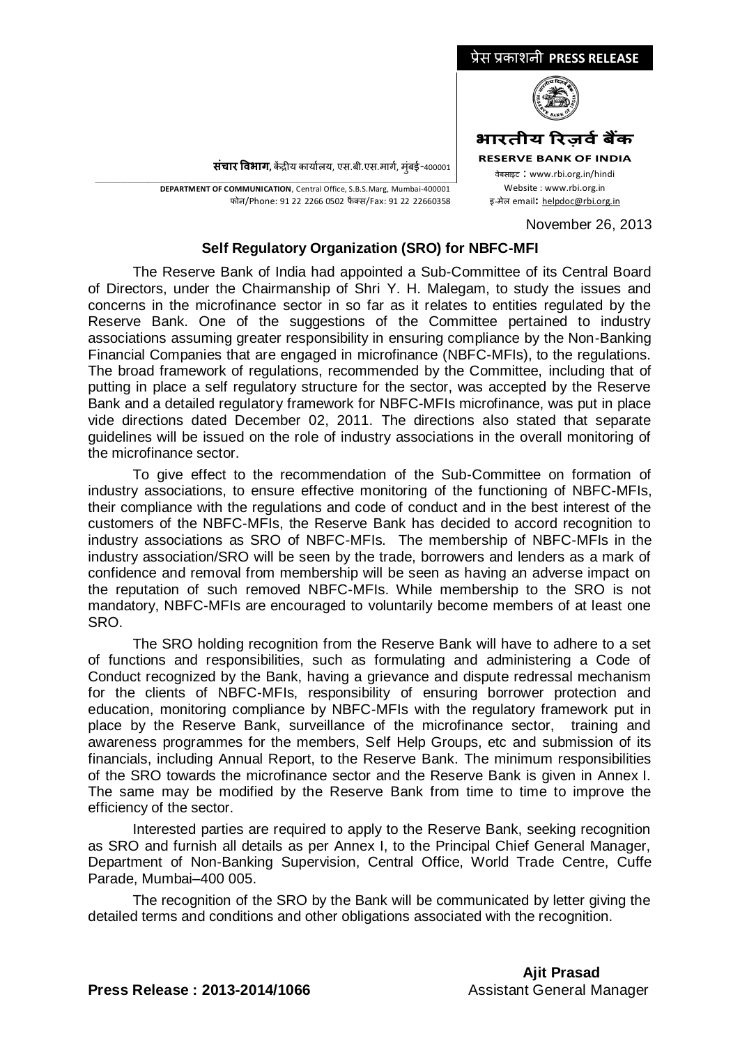प्रेस प्रकाशनी **PRESS RELEASE**

**भारतीय रिज़र्व बैंक**

**RESERVE BANK OF INDIA**

वेबसाइट : www.rbi.org.in/hindi
Website : www.rbi.org.in
इ-मेल email: helpdoc@rbi.org.in

**संचार विभाग,** केंद्रीय कार्यालय, एस.बी.एस.मार्ग, मुंबई-400001

**DEPARTMENT OF COMMUNICATION**, Central Office, S.B.S.Marg, Mumbai-400001
फोन/Phone: 91 22 2266 0502 फैक्स/Fax: 91 22 22660358

November 26, 2013

## Self Regulatory Organization (SRO) for NBFC-MFI

The Reserve Bank of India had appointed a Sub-Committee of its Central Board of Directors, under the Chairmanship of Shri Y. H. Malegam, to study the issues and concerns in the microfinance sector in so far as it relates to entities regulated by the Reserve Bank. One of the suggestions of the Committee pertained to industry associations assuming greater responsibility in ensuring compliance by the Non-Banking Financial Companies that are engaged in microfinance (NBFC-MFIs), to the regulations. The broad framework of regulations, recommended by the Committee, including that of putting in place a self regulatory structure for the sector, was accepted by the Reserve Bank and a detailed regulatory framework for NBFC-MFIs microfinance, was put in place vide directions dated December 02, 2011. The directions also stated that separate guidelines will be issued on the role of industry associations in the overall monitoring of the microfinance sector.

To give effect to the recommendation of the Sub-Committee on formation of industry associations, to ensure effective monitoring of the functioning of NBFC-MFIs, their compliance with the regulations and code of conduct and in the best interest of the customers of the NBFC-MFIs, the Reserve Bank has decided to accord recognition to industry associations as SRO of NBFC-MFIs. The membership of NBFC-MFIs in the industry association/SRO will be seen by the trade, borrowers and lenders as a mark of confidence and removal from membership will be seen as having an adverse impact on the reputation of such removed NBFC-MFIs. While membership to the SRO is not mandatory, NBFC-MFIs are encouraged to voluntarily become members of at least one SRO.

The SRO holding recognition from the Reserve Bank will have to adhere to a set of functions and responsibilities, such as formulating and administering a Code of Conduct recognized by the Bank, having a grievance and dispute redressal mechanism for the clients of NBFC-MFIs, responsibility of ensuring borrower protection and education, monitoring compliance by NBFC-MFIs with the regulatory framework put in place by the Reserve Bank, surveillance of the microfinance sector, training and awareness programmes for the members, Self Help Groups, etc and submission of its financials, including Annual Report, to the Reserve Bank. The minimum responsibilities of the SRO towards the microfinance sector and the Reserve Bank is given in Annex I. The same may be modified by the Reserve Bank from time to time to improve the efficiency of the sector.

Interested parties are required to apply to the Reserve Bank, seeking recognition as SRO and furnish all details as per Annex I, to the Principal Chief General Manager, Department of Non-Banking Supervision, Central Office, World Trade Centre, Cuffe Parade, Mumbai–400 005.

The recognition of the SRO by the Bank will be communicated by letter giving the detailed terms and conditions and other obligations associated with the recognition.

**Ajit Prasad**
Assistant General Manager

**Press Release : 2013-2014/1066**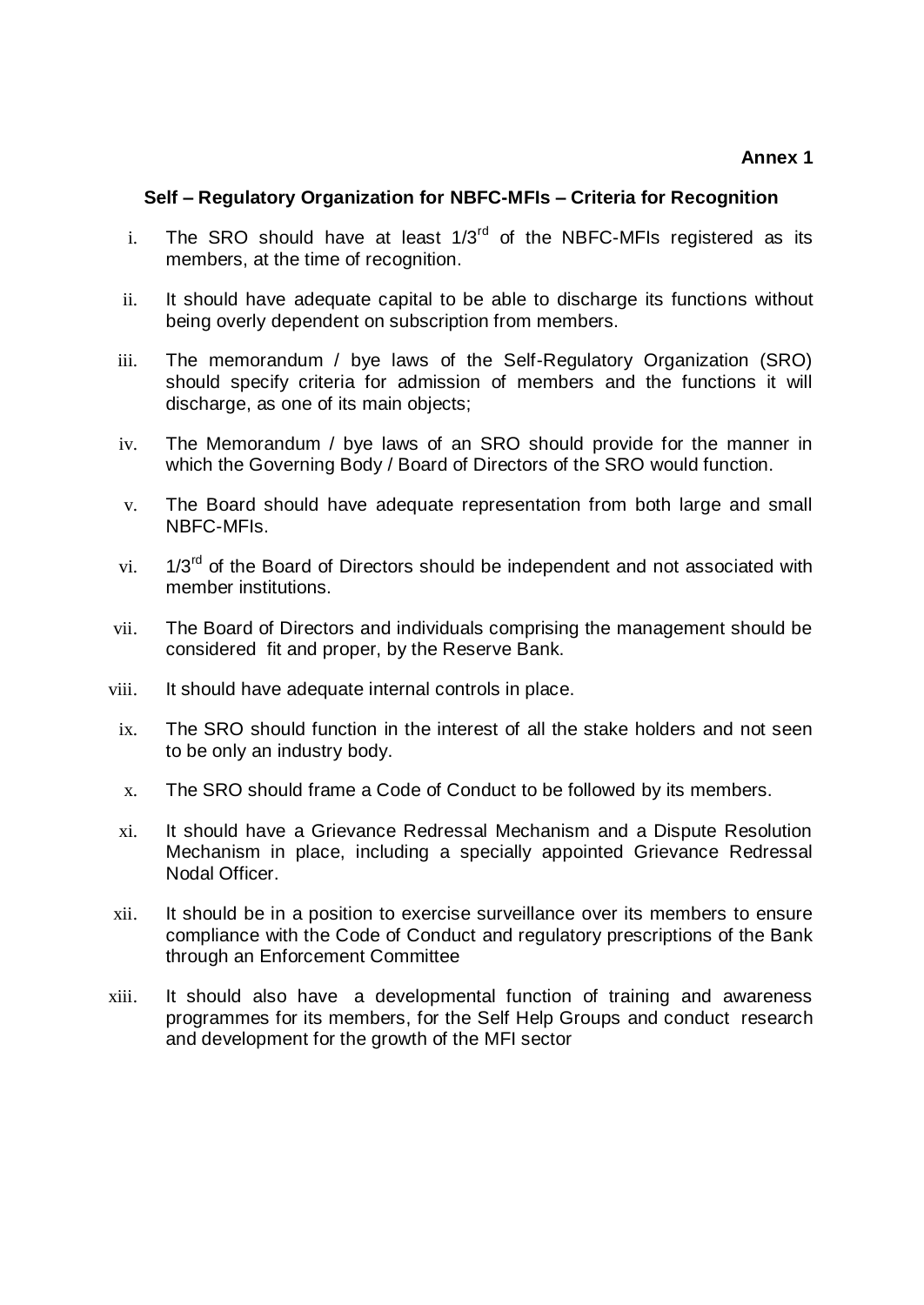**Annex 1**

## Self – Regulatory Organization for NBFC-MFIs – Criteria for Recognition

i. The SRO should have at least 1/3rd of the NBFC-MFIs registered as its members, at the time of recognition.

ii. It should have adequate capital to be able to discharge its functions without being overly dependent on subscription from members.

iii. The memorandum / bye laws of the Self-Regulatory Organization (SRO) should specify criteria for admission of members and the functions it will discharge, as one of its main objects;

iv. The Memorandum / bye laws of an SRO should provide for the manner in which the Governing Body / Board of Directors of the SRO would function.

v. The Board should have adequate representation from both large and small NBFC-MFIs.

vi. 1/3rd of the Board of Directors should be independent and not associated with member institutions.

vii. The Board of Directors and individuals comprising the management should be considered fit and proper, by the Reserve Bank.

viii. It should have adequate internal controls in place.

ix. The SRO should function in the interest of all the stake holders and not seen to be only an industry body.

x. The SRO should frame a Code of Conduct to be followed by its members.

xi. It should have a Grievance Redressal Mechanism and a Dispute Resolution Mechanism in place, including a specially appointed Grievance Redressal Nodal Officer.

xii. It should be in a position to exercise surveillance over its members to ensure compliance with the Code of Conduct and regulatory prescriptions of the Bank through an Enforcement Committee

xiii. It should also have a developmental function of training and awareness programmes for its members, for the Self Help Groups and conduct research and development for the growth of the MFI sector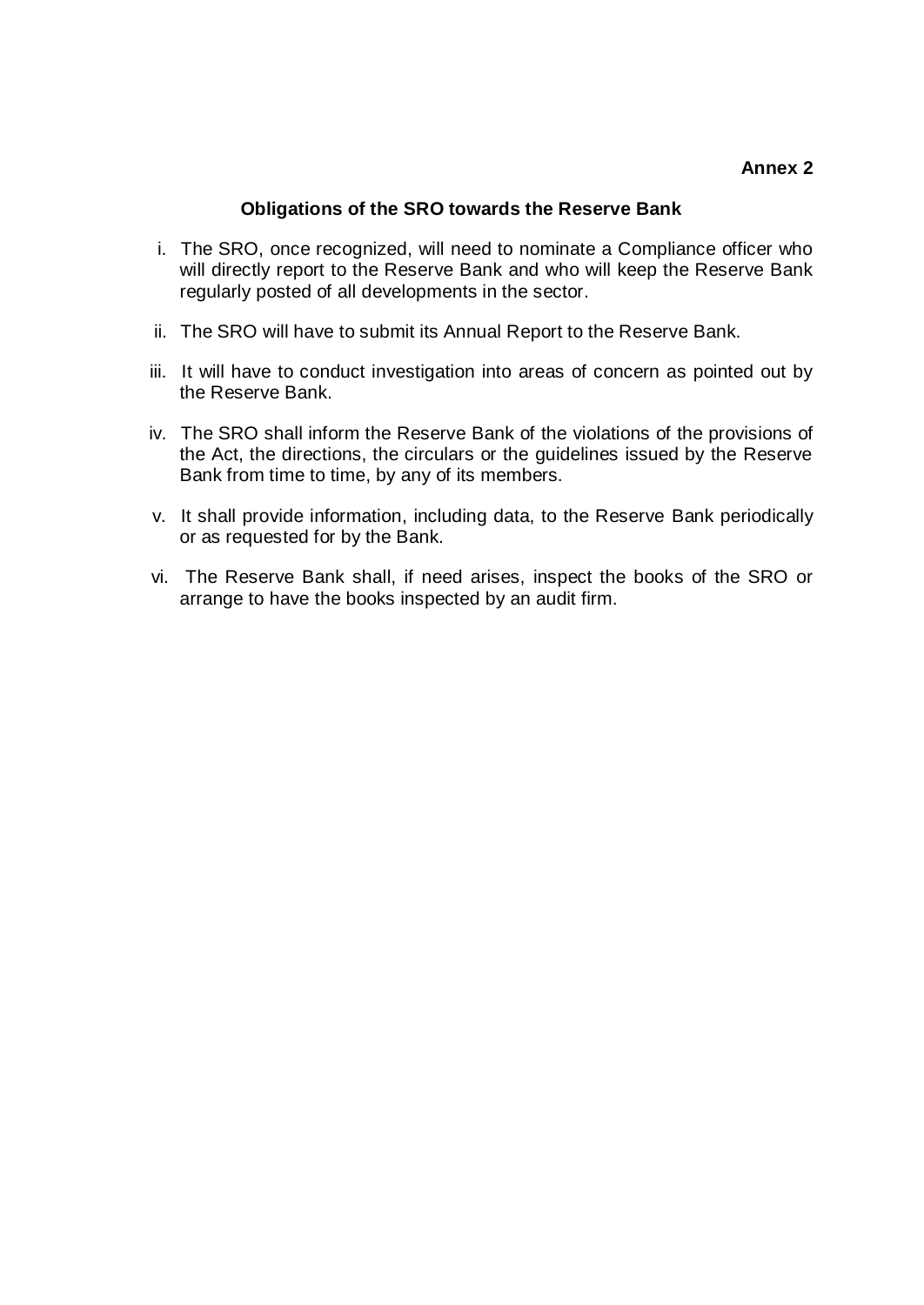**Annex 2**

## Obligations of the SRO towards the Reserve Bank

i. The SRO, once recognized, will need to nominate a Compliance officer who will directly report to the Reserve Bank and who will keep the Reserve Bank regularly posted of all developments in the sector.

ii. The SRO will have to submit its Annual Report to the Reserve Bank.

iii. It will have to conduct investigation into areas of concern as pointed out by the Reserve Bank.

iv. The SRO shall inform the Reserve Bank of the violations of the provisions of the Act, the directions, the circulars or the guidelines issued by the Reserve Bank from time to time, by any of its members.

v. It shall provide information, including data, to the Reserve Bank periodically or as requested for by the Bank.

vi. The Reserve Bank shall, if need arises, inspect the books of the SRO or arrange to have the books inspected by an audit firm.